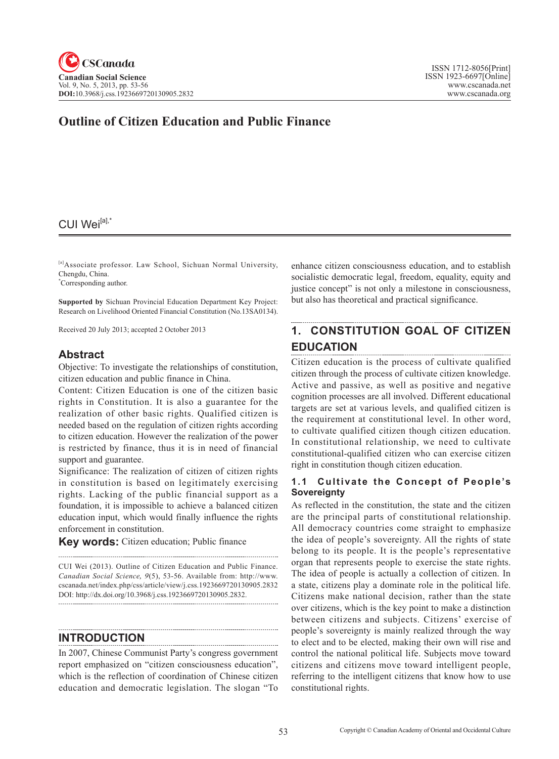# Outline of Citizen Education and Public Finance

CUI Wei[a],*

[a]Associate professor. Law School, Sichuan Normal University, Chengdu, China.
*Corresponding author.

**Supported by** Sichuan Provincial Education Department Key Project: Research on Livelihood Oriented Financial Constitution (No.13SA0134).

Received 20 July 2013; accepted 2 October 2013

## Abstract

Objective: To investigate the relationships of constitution, citizen education and public finance in China.

Content: Citizen Education is one of the citizen basic rights in Constitution. It is also a guarantee for the realization of other basic rights. Qualified citizen is needed based on the regulation of citizen rights according to citizen education. However the realization of the power is restricted by finance, thus it is in need of financial support and guarantee.

Significance: The realization of citizen of citizen rights in constitution is based on legitimately exercising rights. Lacking of the public financial support as a foundation, it is impossible to achieve a balanced citizen education input, which would finally influence the rights enforcement in constitution.

**Key words:** Citizen education; Public finance

CUI Wei (2013). Outline of Citizen Education and Public Finance. *Canadian Social Science, 9*(5), 53-56. Available from: http://www.cscanada.net/index.php/css/article/view/j.css.1923669720130905.2832
DOI: http://dx.doi.org/10.3968/j.css.1923669720130905.2832.

## INTRODUCTION

In 2007, Chinese Communist Party's congress government report emphasized on "citizen consciousness education", which is the reflection of coordination of Chinese citizen education and democratic legislation. The slogan "To enhance citizen consciousness education, and to establish socialistic democratic legal, freedom, equality, equity and justice concept" is not only a milestone in consciousness, but also has theoretical and practical significance.

## 1. CONSTITUTION GOAL OF CITIZEN EDUCATION

Citizen education is the process of cultivate qualified citizen through the process of cultivate citizen knowledge. Active and passive, as well as positive and negative cognition processes are all involved. Different educational targets are set at various levels, and qualified citizen is the requirement at constitutional level. In other word, to cultivate qualified citizen though citizen education. In constitutional relationship, we need to cultivate constitutional-qualified citizen who can exercise citizen right in constitution though citizen education.

### 1.1 Cultivate the Concept of People's Sovereignty

As reflected in the constitution, the state and the citizen are the principal parts of constitutional relationship. All democracy countries come straight to emphasize the idea of people's sovereignty. All the rights of state belong to its people. It is the people's representative organ that represents people to exercise the state rights. The idea of people is actually a collection of citizen. In a state, citizens play a dominate role in the political life. Citizens make national decision, rather than the state over citizens, which is the key point to make a distinction between citizens and subjects. Citizens' exercise of people's sovereignty is mainly realized through the way to elect and to be elected, making their own will rise and control the national political life. Subjects move toward citizens and citizens move toward intelligent people, referring to the intelligent citizens that know how to use constitutional rights.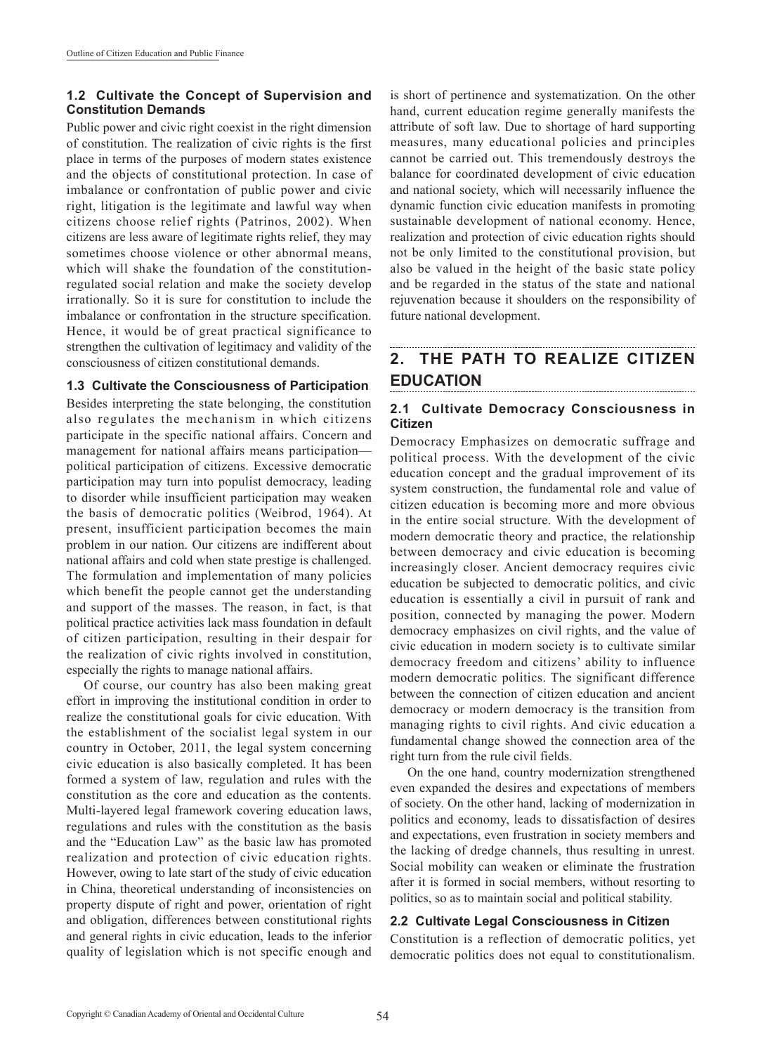### 1.2 Cultivate the Concept of Supervision and Constitution Demands

Public power and civic right coexist in the right dimension of constitution. The realization of civic rights is the first place in terms of the purposes of modern states existence and the objects of constitutional protection. In case of imbalance or confrontation of public power and civic right, litigation is the legitimate and lawful way when citizens choose relief rights (Patrinos, 2002). When citizens are less aware of legitimate rights relief, they may sometimes choose violence or other abnormal means, which will shake the foundation of the constitution-regulated social relation and make the society develop irrationally. So it is sure for constitution to include the imbalance or confrontation in the structure specification. Hence, it would be of great practical significance to strengthen the cultivation of legitimacy and validity of the consciousness of citizen constitutional demands.

### 1.3 Cultivate the Consciousness of Participation

Besides interpreting the state belonging, the constitution also regulates the mechanism in which citizens participate in the specific national affairs. Concern and management for national affairs means participation—political participation of citizens. Excessive democratic participation may turn into populist democracy, leading to disorder while insufficient participation may weaken the basis of democratic politics (Weibrod, 1964). At present, insufficient participation becomes the main problem in our nation. Our citizens are indifferent about national affairs and cold when state prestige is challenged. The formulation and implementation of many policies which benefit the people cannot get the understanding and support of the masses. The reason, in fact, is that political practice activities lack mass foundation in default of citizen participation, resulting in their despair for the realization of civic rights involved in constitution, especially the rights to manage national affairs.

Of course, our country has also been making great effort in improving the institutional condition in order to realize the constitutional goals for civic education. With the establishment of the socialist legal system in our country in October, 2011, the legal system concerning civic education is also basically completed. It has been formed a system of law, regulation and rules with the constitution as the core and education as the contents. Multi-layered legal framework covering education laws, regulations and rules with the constitution as the basis and the "Education Law" as the basic law has promoted realization and protection of civic education rights. However, owing to late start of the study of civic education in China, theoretical understanding of inconsistencies on property dispute of right and power, orientation of right and obligation, differences between constitutional rights and general rights in civic education, leads to the inferior quality of legislation which is not specific enough and is short of pertinence and systematization. On the other hand, current education regime generally manifests the attribute of soft law. Due to shortage of hard supporting measures, many educational policies and principles cannot be carried out. This tremendously destroys the balance for coordinated development of civic education and national society, which will necessarily influence the dynamic function civic education manifests in promoting sustainable development of national economy. Hence, realization and protection of civic education rights should not be only limited to the constitutional provision, but also be valued in the height of the basic state policy and be regarded in the status of the state and national rejuvenation because it shoulders on the responsibility of future national development.

## 2. THE PATH TO REALIZE CITIZEN EDUCATION

### 2.1 Cultivate Democracy Consciousness in Citizen

Democracy Emphasizes on democratic suffrage and political process. With the development of the civic education concept and the gradual improvement of its system construction, the fundamental role and value of citizen education is becoming more and more obvious in the entire social structure. With the development of modern democratic theory and practice, the relationship between democracy and civic education is becoming increasingly closer. Ancient democracy requires civic education be subjected to democratic politics, and civic education is essentially a civil in pursuit of rank and position, connected by managing the power. Modern democracy emphasizes on civil rights, and the value of civic education in modern society is to cultivate similar democracy freedom and citizens' ability to influence modern democratic politics. The significant difference between the connection of citizen education and ancient democracy or modern democracy is the transition from managing rights to civil rights. And civic education a fundamental change showed the connection area of the right turn from the rule civil fields.

On the one hand, country modernization strengthened even expanded the desires and expectations of members of society. On the other hand, lacking of modernization in politics and economy, leads to dissatisfaction of desires and expectations, even frustration in society members and the lacking of dredge channels, thus resulting in unrest. Social mobility can weaken or eliminate the frustration after it is formed in social members, without resorting to politics, so as to maintain social and political stability.

### 2.2 Cultivate Legal Consciousness in Citizen

Constitution is a reflection of democratic politics, yet democratic politics does not equal to constitutionalism.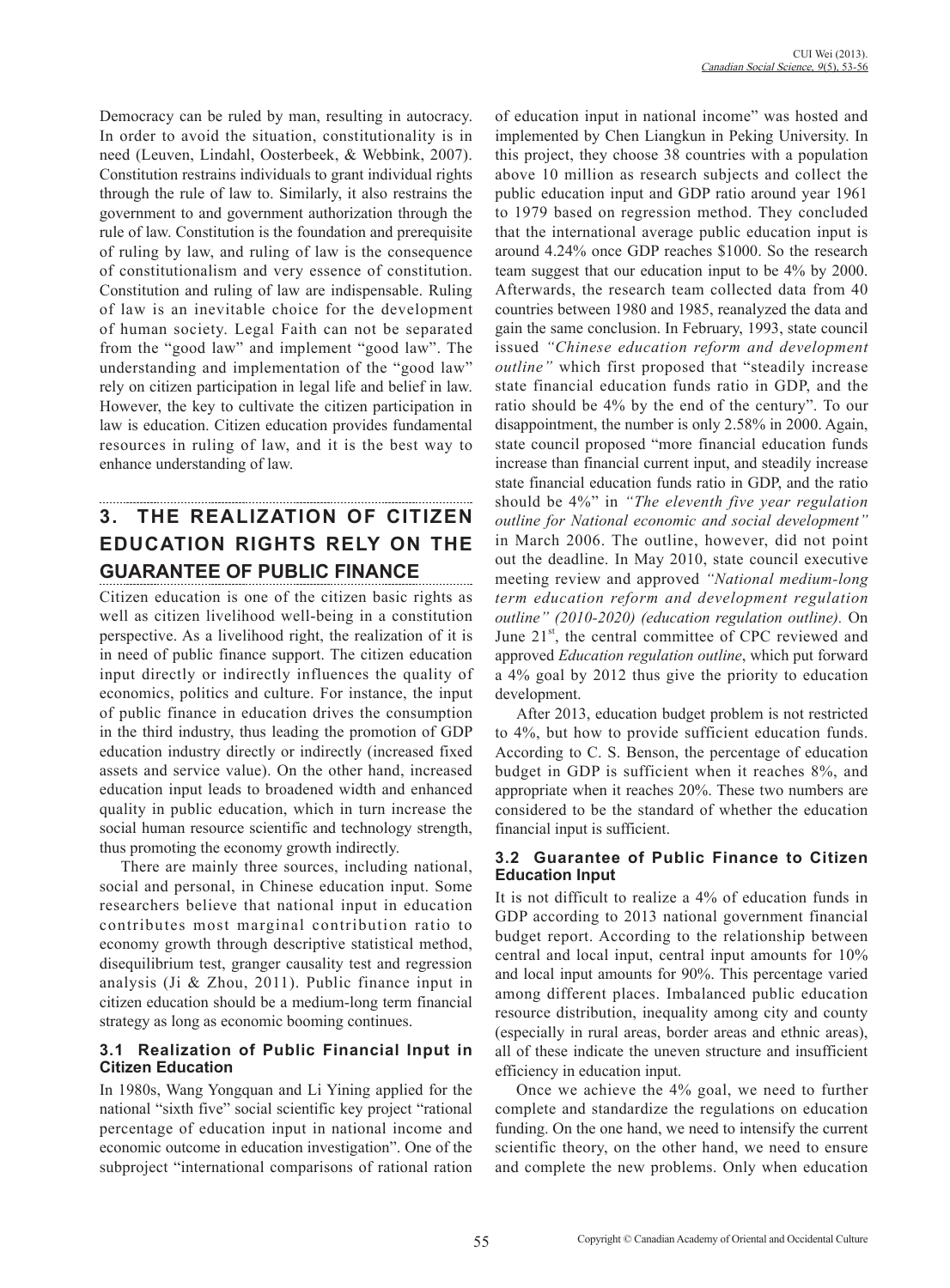Democracy can be ruled by man, resulting in autocracy. In order to avoid the situation, constitutionality is in need (Leuven, Lindahl, Oosterbeek, & Webbink, 2007). Constitution restrains individuals to grant individual rights through the rule of law to. Similarly, it also restrains the government to and government authorization through the rule of law. Constitution is the foundation and prerequisite of ruling by law, and ruling of law is the consequence of constitutionalism and very essence of constitution. Constitution and ruling of law are indispensable. Ruling of law is an inevitable choice for the development of human society. Legal Faith can not be separated from the "good law" and implement "good law". The understanding and implementation of the "good law" rely on citizen participation in legal life and belief in law. However, the key to cultivate the citizen participation in law is education. Citizen education provides fundamental resources in ruling of law, and it is the best way to enhance understanding of law.

## 3. THE REALIZATION OF CITIZEN EDUCATION RIGHTS RELY ON THE GUARANTEE OF PUBLIC FINANCE

Citizen education is one of the citizen basic rights as well as citizen livelihood well-being in a constitution perspective. As a livelihood right, the realization of it is in need of public finance support. The citizen education input directly or indirectly influences the quality of economics, politics and culture. For instance, the input of public finance in education drives the consumption in the third industry, thus leading the promotion of GDP education industry directly or indirectly (increased fixed assets and service value). On the other hand, increased education input leads to broadened width and enhanced quality in public education, which in turn increase the social human resource scientific and technology strength, thus promoting the economy growth indirectly.

There are mainly three sources, including national, social and personal, in Chinese education input. Some researchers believe that national input in education contributes most marginal contribution ratio to economy growth through descriptive statistical method, disequilibrium test, granger causality test and regression analysis (Ji & Zhou, 2011). Public finance input in citizen education should be a medium-long term financial strategy as long as economic booming continues.

### 3.1 Realization of Public Financial Input in Citizen Education

In 1980s, Wang Yongquan and Li Yining applied for the national "sixth five" social scientific key project "rational percentage of education input in national income and economic outcome in education investigation". One of the subproject "international comparisons of rational ration of education input in national income" was hosted and implemented by Chen Liangkun in Peking University. In this project, they choose 38 countries with a population above 10 million as research subjects and collect the public education input and GDP ratio around year 1961 to 1979 based on regression method. They concluded that the international average public education input is around 4.24% once GDP reaches $1000. So the research team suggest that our education input to be 4% by 2000. Afterwards, the research team collected data from 40 countries between 1980 and 1985, reanalyzed the data and gain the same conclusion. In February, 1993, state council issued *"Chinese education reform and development outline"* which first proposed that "steadily increase state financial education funds ratio in GDP, and the ratio should be 4% by the end of the century". To our disappointment, the number is only 2.58% in 2000. Again, state council proposed "more financial education funds increase than financial current input, and steadily increase state financial education funds ratio in GDP, and the ratio should be 4%" in *"The eleventh five year regulation outline for National economic and social development"* in March 2006. The outline, however, did not point out the deadline. In May 2010, state council executive meeting review and approved *"National medium-long term education reform and development regulation outline" (2010-2020) (education regulation outline).* On June 21st, the central committee of CPC reviewed and approved *Education regulation outline*, which put forward a 4% goal by 2012 thus give the priority to education development.

After 2013, education budget problem is not restricted to 4%, but how to provide sufficient education funds. According to C. S. Benson, the percentage of education budget in GDP is sufficient when it reaches 8%, and appropriate when it reaches 20%. These two numbers are considered to be the standard of whether the education financial input is sufficient.

### 3.2 Guarantee of Public Finance to Citizen Education Input

It is not difficult to realize a 4% of education funds in GDP according to 2013 national government financial budget report. According to the relationship between central and local input, central input amounts for 10% and local input amounts for 90%. This percentage varied among different places. Imbalanced public education resource distribution, inequality among city and county (especially in rural areas, border areas and ethnic areas), all of these indicate the uneven structure and insufficient efficiency in education input.

Once we achieve the 4% goal, we need to further complete and standardize the regulations on education funding. On the one hand, we need to intensify the current scientific theory, on the other hand, we need to ensure and complete the new problems. Only when education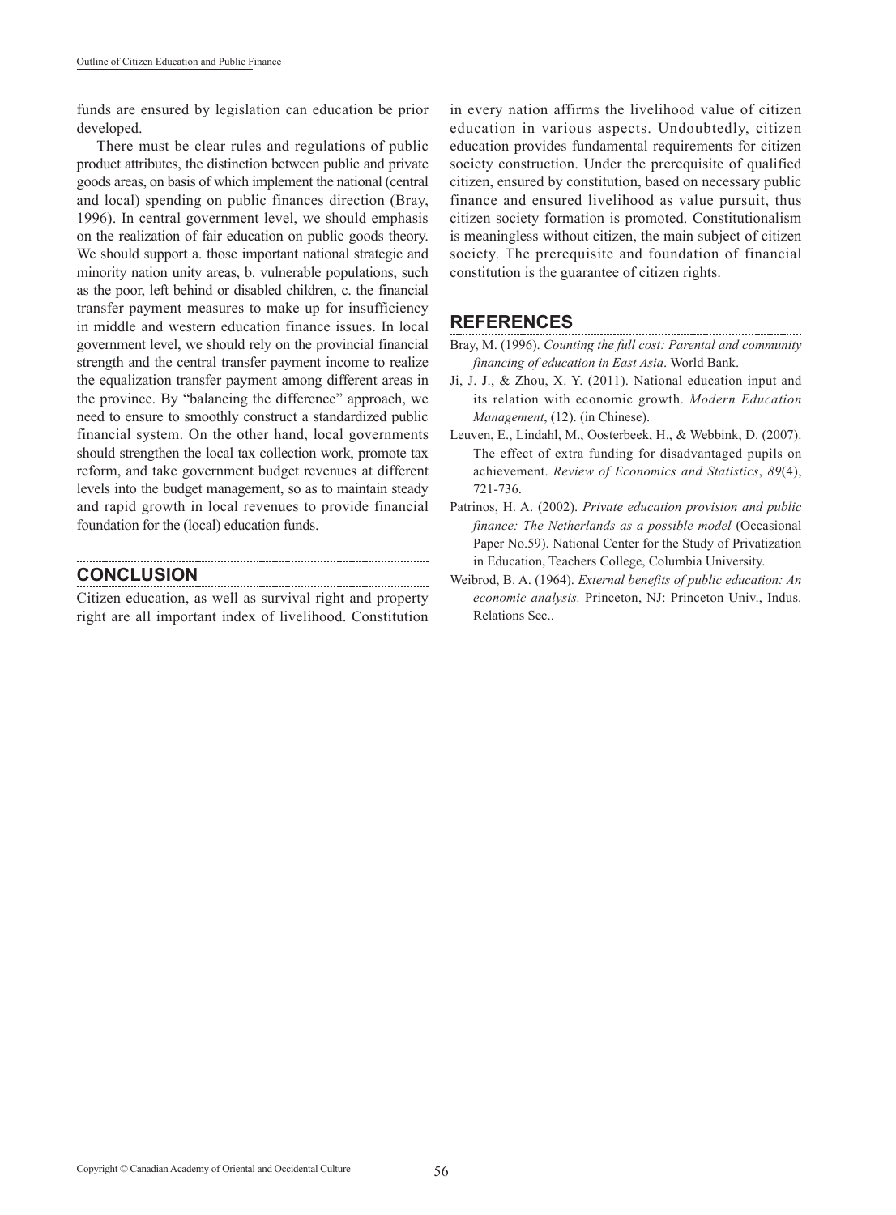funds are ensured by legislation can education be prior developed.

There must be clear rules and regulations of public product attributes, the distinction between public and private goods areas, on basis of which implement the national (central and local) spending on public finances direction (Bray, 1996). In central government level, we should emphasis on the realization of fair education on public goods theory. We should support a. those important national strategic and minority nation unity areas, b. vulnerable populations, such as the poor, left behind or disabled children, c. the financial transfer payment measures to make up for insufficiency in middle and western education finance issues. In local government level, we should rely on the provincial financial strength and the central transfer payment income to realize the equalization transfer payment among different areas in the province. By "balancing the difference" approach, we need to ensure to smoothly construct a standardized public financial system. On the other hand, local governments should strengthen the local tax collection work, promote tax reform, and take government budget revenues at different levels into the budget management, so as to maintain steady and rapid growth in local revenues to provide financial foundation for the (local) education funds.

## CONCLUSION

Citizen education, as well as survival right and property right are all important index of livelihood. Constitution in every nation affirms the livelihood value of citizen education in various aspects. Undoubtedly, citizen education provides fundamental requirements for citizen society construction. Under the prerequisite of qualified citizen, ensured by constitution, based on necessary public finance and ensured livelihood as value pursuit, thus citizen society formation is promoted. Constitutionalism is meaningless without citizen, the main subject of citizen society. The prerequisite and foundation of financial constitution is the guarantee of citizen rights.

## REFERENCES

Bray, M. (1996). *Counting the full cost: Parental and community financing of education in East Asia*. World Bank.

Ji, J. J., & Zhou, X. Y. (2011). National education input and its relation with economic growth. *Modern Education Management*, (12). (in Chinese).

Leuven, E., Lindahl, M., Oosterbeek, H., & Webbink, D. (2007). The effect of extra funding for disadvantaged pupils on achievement. *Review of Economics and Statistics*, *89*(4), 721-736.

Patrinos, H. A. (2002). *Private education provision and public finance: The Netherlands as a possible model* (Occasional Paper No.59). National Center for the Study of Privatization in Education, Teachers College, Columbia University.

Weibrod, B. A. (1964). *External benefits of public education: An economic analysis.* Princeton, NJ: Princeton Univ., Indus. Relations Sec..